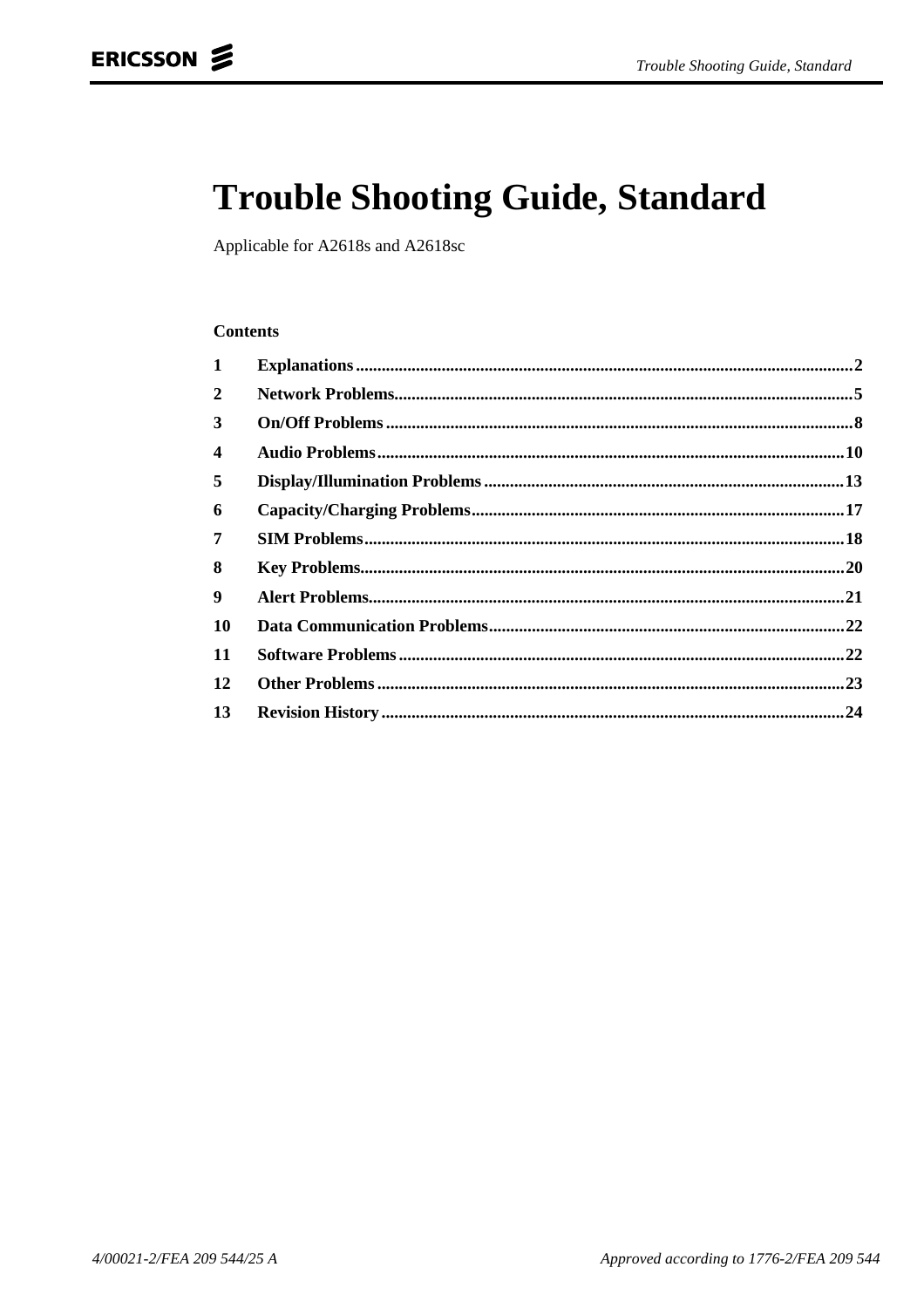# Trouble Shooting Guide, Standard

Applicable for A2618s and A2618sc

**Contents**

| | | |
|---|---|---|
| **1** | **Explanations** | **2** |
| **2** | **Network Problems** | **5** |
| **3** | **On/Off Problems** | **8** |
| **4** | **Audio Problems** | **10** |
| **5** | **Display/Illumination Problems** | **13** |
| **6** | **Capacity/Charging Problems** | **17** |
| **7** | **SIM Problems** | **18** |
| **8** | **Key Problems** | **20** |
| **9** | **Alert Problems** | **21** |
| **10** | **Data Communication Problems** | **22** |
| **11** | **Software Problems** | **22** |
| **12** | **Other Problems** | **23** |
| **13** | **Revision History** | **24** |

*4/00021-2/FEA 209 544/25 A*

*Approved according to 1776-2/FEA 209 544*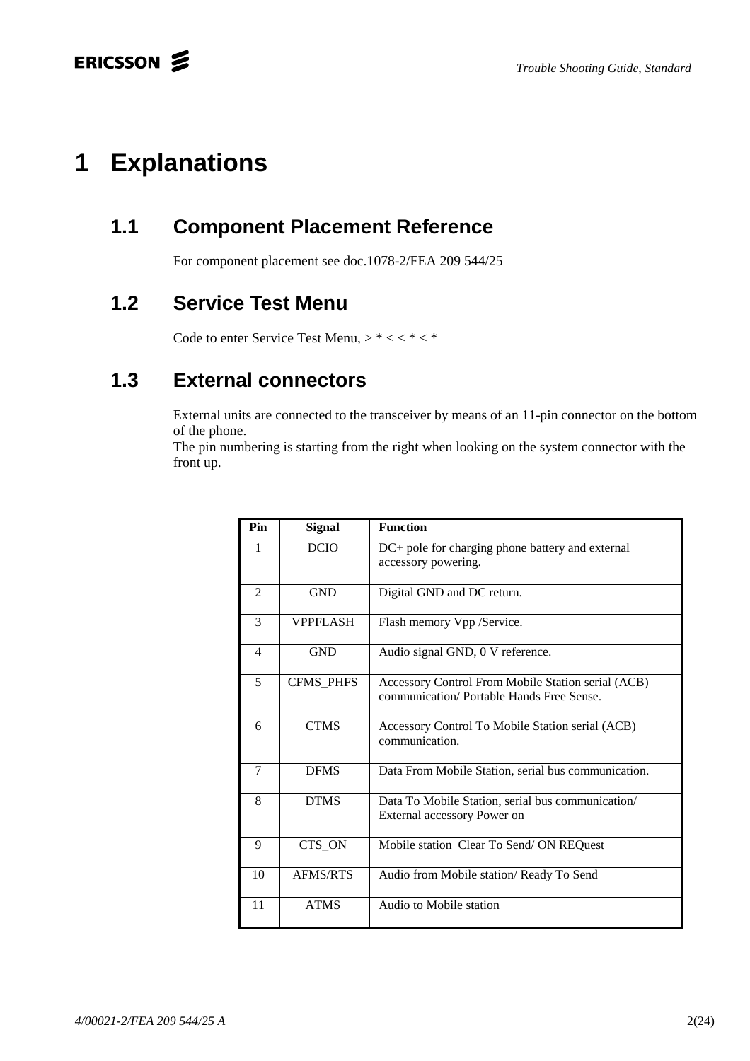# 1 Explanations

## 1.1 Component Placement Reference

For component placement see doc.1078-2/FEA 209 544/25

## 1.2 Service Test Menu

Code to enter Service Test Menu, > * < < * < *

## 1.3 External connectors

External units are connected to the transceiver by means of an 11-pin connector on the bottom of the phone.
The pin numbering is starting from the right when looking on the system connector with the front up.

| Pin | Signal | Function |
|---|---|---|
| 1 | DCIO | DC+ pole for charging phone battery and external accessory powering. |
| 2 | GND | Digital GND and DC return. |
| 3 | VPPFLASH | Flash memory Vpp /Service. |
| 4 | GND | Audio signal GND, 0 V reference. |
| 5 | CFMS_PHFS | Accessory Control From Mobile Station serial (ACB) communication/ Portable Hands Free Sense. |
| 6 | CTMS | Accessory Control To Mobile Station serial (ACB) communication. |
| 7 | DFMS | Data From Mobile Station, serial bus communication. |
| 8 | DTMS | Data To Mobile Station, serial bus communication/ External accessory Power on |
| 9 | CTS_ON | Mobile station Clear To Send/ ON REQuest |
| 10 | AFMS/RTS | Audio from Mobile station/ Ready To Send |
| 11 | ATMS | Audio to Mobile station |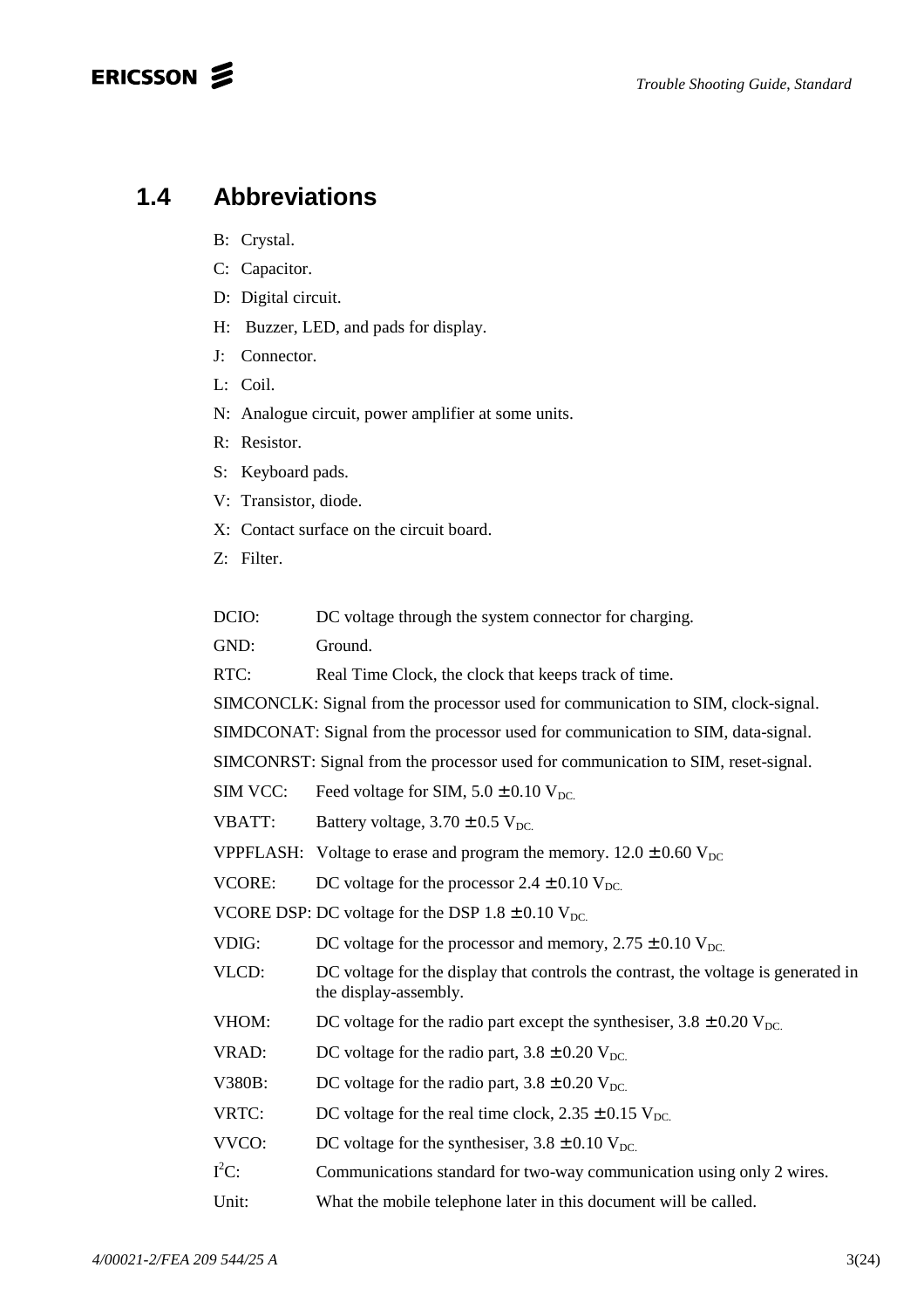## 1.4 Abbreviations

B: Crystal.

C: Capacitor.

D: Digital circuit.

H: Buzzer, LED, and pads for display.

J: Connector.

L: Coil.

N: Analogue circuit, power amplifier at some units.

R: Resistor.

S: Keyboard pads.

V: Transistor, diode.

X: Contact surface on the circuit board.

Z: Filter.

DCIO: DC voltage through the system connector for charging.

GND: Ground.

RTC: Real Time Clock, the clock that keeps track of time.

SIMCONCLK: Signal from the processor used for communication to SIM, clock-signal.

SIMDCONAT: Signal from the processor used for communication to SIM, data-signal.

SIMCONRST: Signal from the processor used for communication to SIM, reset-signal.

SIM VCC: Feed voltage for SIM, 5.0 ± 0.10 $V_{DC.}$

VBATT: Battery voltage, 3.70 ± 0.5 $V_{DC.}$

VPPFLASH: Voltage to erase and program the memory. 12.0 ± 0.60 $V_{DC}$

VCORE: DC voltage for the processor 2.4 ± 0.10 $V_{DC.}$

VCORE DSP: DC voltage for the DSP 1.8 ± 0.10 $V_{DC.}$

VDIG: DC voltage for the processor and memory, 2.75 ± 0.10 $V_{DC.}$

VLCD: DC voltage for the display that controls the contrast, the voltage is generated in the display-assembly.

VHOM: DC voltage for the radio part except the synthesiser, 3.8 ± 0.20 $V_{DC.}$

VRAD: DC voltage for the radio part, 3.8 ± 0.20 $V_{DC.}$

V380B: DC voltage for the radio part, 3.8 ± 0.20 $V_{DC.}$

VRTC: DC voltage for the real time clock, 2.35 ± 0.15 $V_{DC.}$

VVCO: DC voltage for the synthesiser, 3.8 ± 0.10 $V_{DC.}$

$I^2C$: Communications standard for two-way communication using only 2 wires.

Unit: What the mobile telephone later in this document will be called.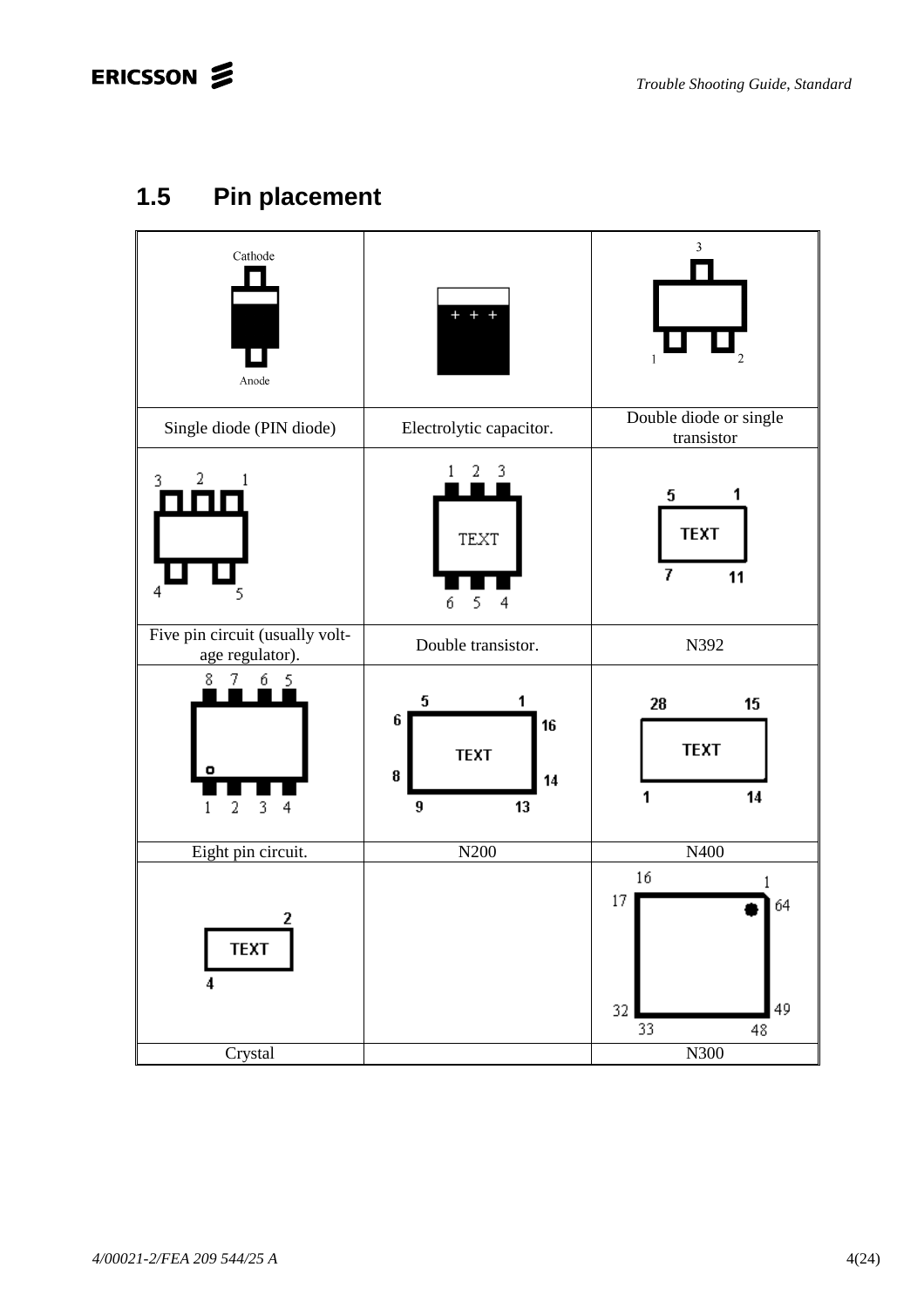## 1.5 Pin placement

| Cathode<br>Anode | + + + | 3<br>1 2 |
|---|---|---|
| Single diode (PIN diode) | Electrolytic capacitor. | Double diode or single transistor |
| 3 2 1<br>4 5 | 1 2 3<br>TEXT<br>6 5 4 | 5 1<br>TEXT<br>7 11 |
| Five pin circuit (usually voltage regulator). | Double transistor. | N392 |
| 8 7 6 5<br>1 2 3 4 | 5 1<br>6 16<br>TEXT<br>8 14<br>9 13 | 28 15<br>TEXT<br>1 14 |
| Eight pin circuit. | N200 | N400 |
| 2<br>TEXT<br>4 | | 16 1<br>17 64<br>32 49<br>33 48 |
| Crystal | | N300 |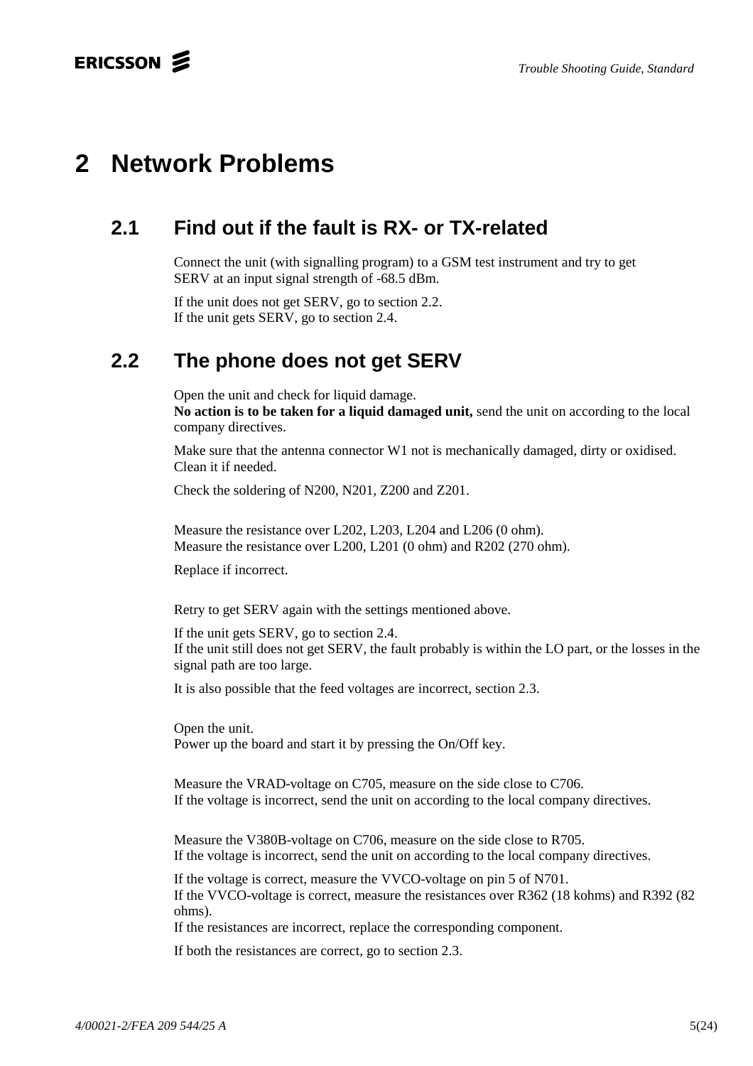# 2 Network Problems

## 2.1 Find out if the fault is RX- or TX-related

Connect the unit (with signalling program) to a GSM test instrument and try to get SERV at an input signal strength of -68.5 dBm.

If the unit does not get SERV, go to section 2.2.
If the unit gets SERV, go to section 2.4.

## 2.2 The phone does not get SERV

Open the unit and check for liquid damage.
**No action is to be taken for a liquid damaged unit,** send the unit on according to the local company directives.

Make sure that the antenna connector W1 not is mechanically damaged, dirty or oxidised. Clean it if needed.

Check the soldering of N200, N201, Z200 and Z201.

Measure the resistance over L202, L203, L204 and L206 (0 ohm).
Measure the resistance over L200, L201 (0 ohm) and R202 (270 ohm).

Replace if incorrect.

Retry to get SERV again with the settings mentioned above.

If the unit gets SERV, go to section 2.4.
If the unit still does not get SERV, the fault probably is within the LO part, or the losses in the signal path are too large.

It is also possible that the feed voltages are incorrect, section 2.3.

Open the unit.
Power up the board and start it by pressing the On/Off key.

Measure the VRAD-voltage on C705, measure on the side close to C706.
If the voltage is incorrect, send the unit on according to the local company directives.

Measure the V380B-voltage on C706, measure on the side close to R705.
If the voltage is incorrect, send the unit on according to the local company directives.

If the voltage is correct, measure the VVCO-voltage on pin 5 of N701.
If the VVCO-voltage is correct, measure the resistances over R362 (18 kohms) and R392 (82 ohms).
If the resistances are incorrect, replace the corresponding component.

If both the resistances are correct, go to section 2.3.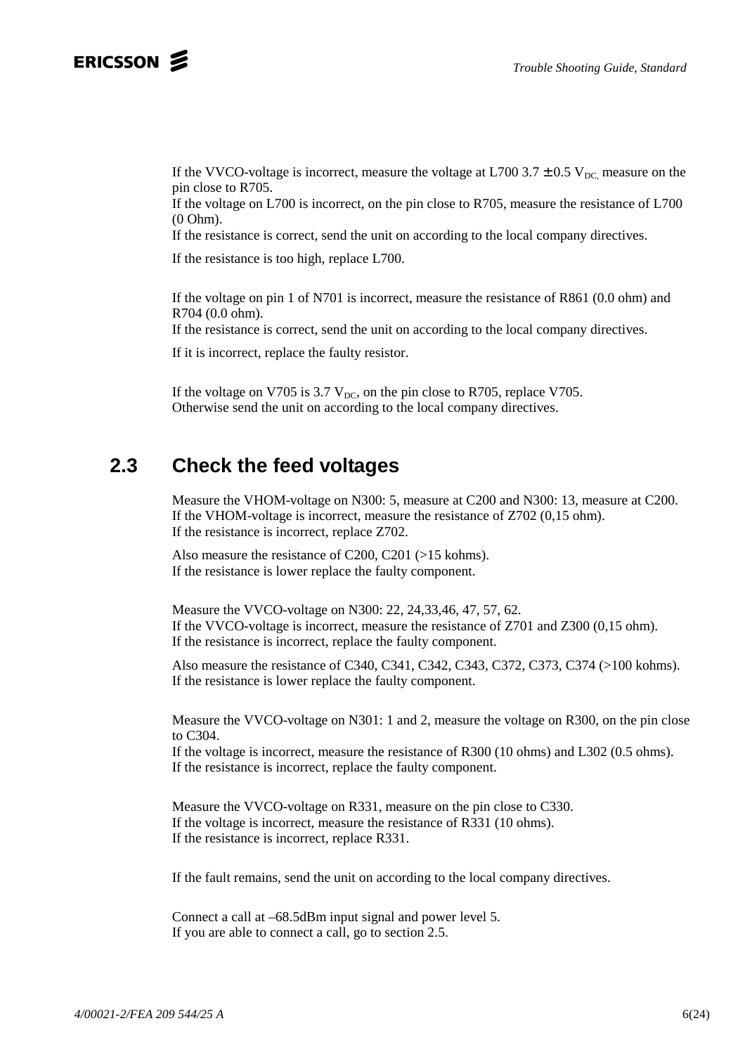If the VVCO-voltage is incorrect, measure the voltage at L700 3.7 ± 0.5 $V_{DC}$, measure on the pin close to R705.
If the voltage on L700 is incorrect, on the pin close to R705, measure the resistance of L700 (0 Ohm).
If the resistance is correct, send the unit on according to the local company directives.

If the resistance is too high, replace L700.

If the voltage on pin 1 of N701 is incorrect, measure the resistance of R861 (0.0 ohm) and R704 (0.0 ohm).
If the resistance is correct, send the unit on according to the local company directives.

If it is incorrect, replace the faulty resistor.

If the voltage on V705 is 3.7 $V_{DC}$, on the pin close to R705, replace V705.
Otherwise send the unit on according to the local company directives.

## 2.3 Check the feed voltages

Measure the VHOM-voltage on N300: 5, measure at C200 and N300: 13, measure at C200.
If the VHOM-voltage is incorrect, measure the resistance of Z702 (0,15 ohm).
If the resistance is incorrect, replace Z702.

Also measure the resistance of C200, C201 (>15 kohms).
If the resistance is lower replace the faulty component.

Measure the VVCO-voltage on N300: 22, 24,33,46, 47, 57, 62.
If the VVCO-voltage is incorrect, measure the resistance of Z701 and Z300 (0,15 ohm).
If the resistance is incorrect, replace the faulty component.

Also measure the resistance of C340, C341, C342, C343, C372, C373, C374 (>100 kohms).
If the resistance is lower replace the faulty component.

Measure the VVCO-voltage on N301: 1 and 2, measure the voltage on R300, on the pin close to C304.
If the voltage is incorrect, measure the resistance of R300 (10 ohms) and L302 (0.5 ohms).
If the resistance is incorrect, replace the faulty component.

Measure the VVCO-voltage on R331, measure on the pin close to C330.
If the voltage is incorrect, measure the resistance of R331 (10 ohms).
If the resistance is incorrect, replace R331.

If the fault remains, send the unit on according to the local company directives.

Connect a call at –68.5dBm input signal and power level 5.
If you are able to connect a call, go to section 2.5.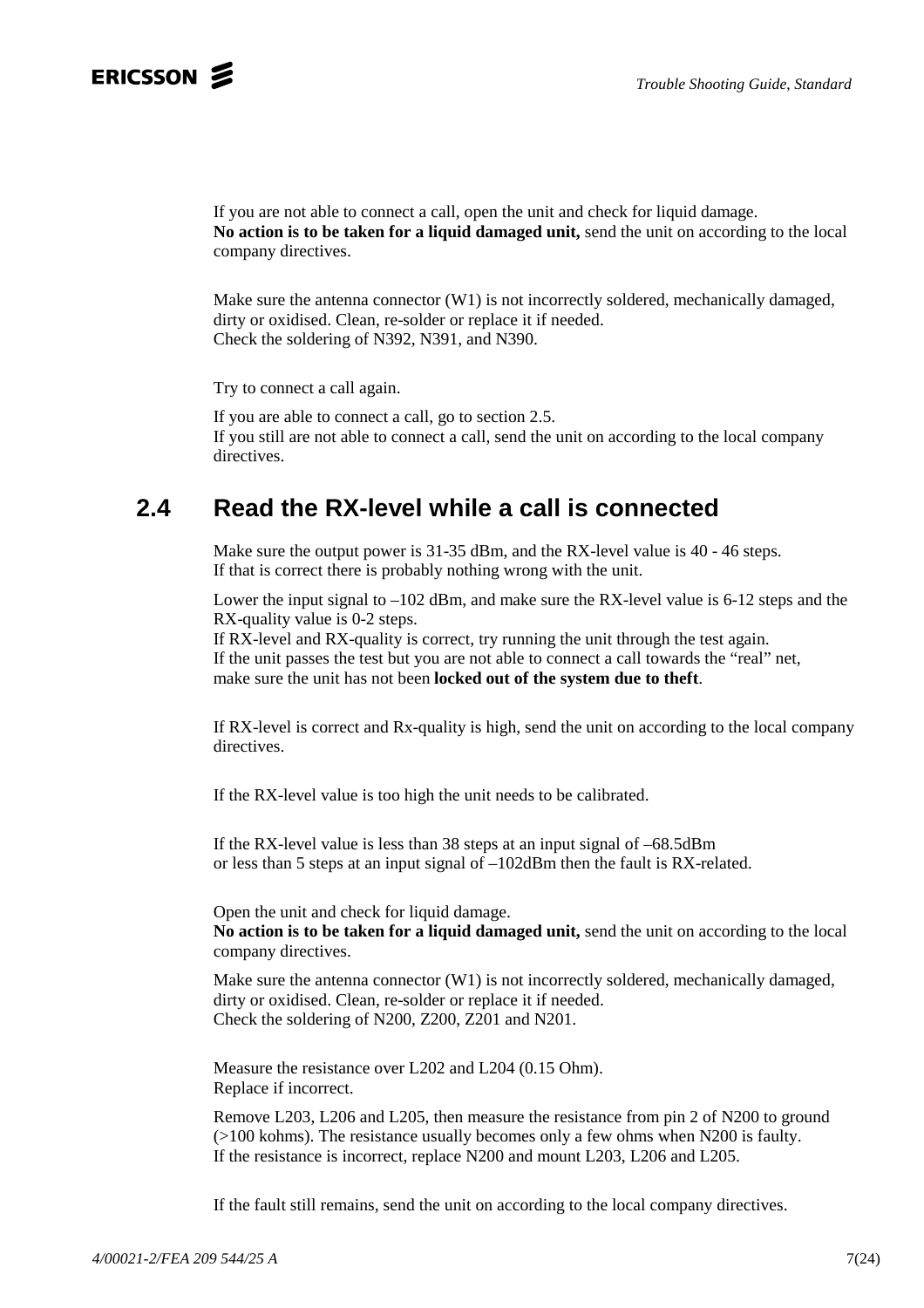If you are not able to connect a call, open the unit and check for liquid damage.
**No action is to be taken for a liquid damaged unit,** send the unit on according to the local company directives.

Make sure the antenna connector (W1) is not incorrectly soldered, mechanically damaged, dirty or oxidised. Clean, re-solder or replace it if needed.
Check the soldering of N392, N391, and N390.

Try to connect a call again.

If you are able to connect a call, go to section 2.5.
If you still are not able to connect a call, send the unit on according to the local company directives.

## 2.4 Read the RX-level while a call is connected

Make sure the output power is 31-35 dBm, and the RX-level value is 40 - 46 steps.
If that is correct there is probably nothing wrong with the unit.

Lower the input signal to –102 dBm, and make sure the RX-level value is 6-12 steps and the RX-quality value is 0-2 steps.
If RX-level and RX-quality is correct, try running the unit through the test again.
If the unit passes the test but you are not able to connect a call towards the "real" net, make sure the unit has not been **locked out of the system due to theft**.

If RX-level is correct and Rx-quality is high, send the unit on according to the local company directives.

If the RX-level value is too high the unit needs to be calibrated.

If the RX-level value is less than 38 steps at an input signal of –68.5dBm or less than 5 steps at an input signal of –102dBm then the fault is RX-related.

Open the unit and check for liquid damage.
**No action is to be taken for a liquid damaged unit,** send the unit on according to the local company directives.

Make sure the antenna connector (W1) is not incorrectly soldered, mechanically damaged, dirty or oxidised. Clean, re-solder or replace it if needed.
Check the soldering of N200, Z200, Z201 and N201.

Measure the resistance over L202 and L204 (0.15 Ohm).
Replace if incorrect.

Remove L203, L206 and L205, then measure the resistance from pin 2 of N200 to ground (>100 kohms). The resistance usually becomes only a few ohms when N200 is faulty.
If the resistance is incorrect, replace N200 and mount L203, L206 and L205.

If the fault still remains, send the unit on according to the local company directives.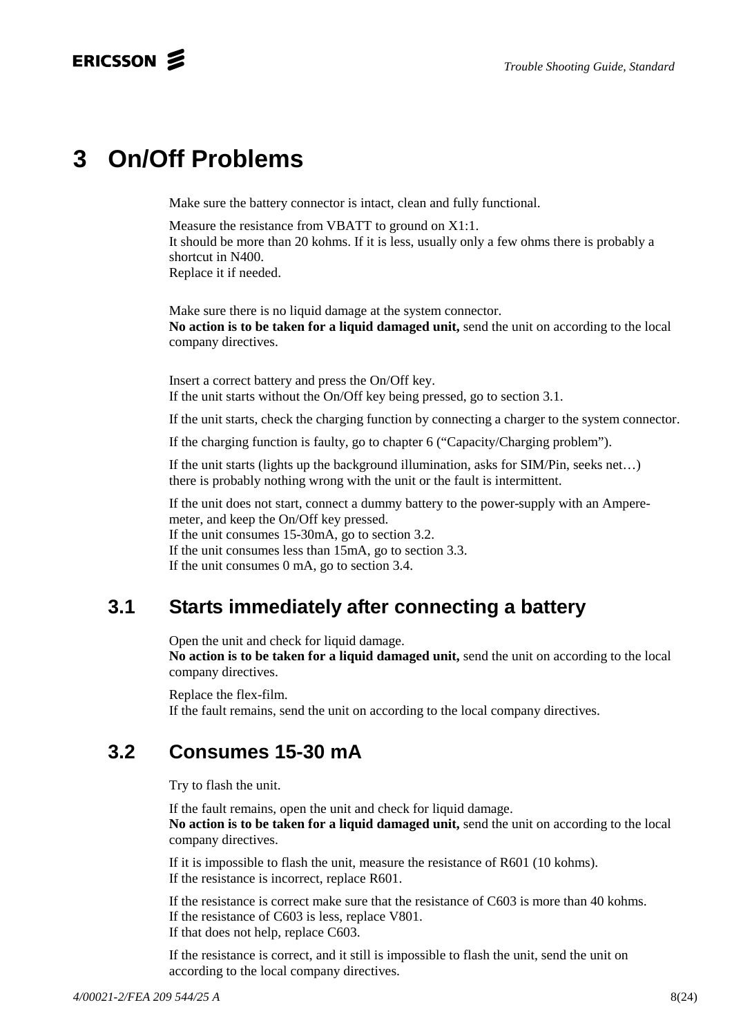# 3 On/Off Problems

Make sure the battery connector is intact, clean and fully functional.

Measure the resistance from VBATT to ground on X1:1.
It should be more than 20 kohms. If it is less, usually only a few ohms there is probably a shortcut in N400.
Replace it if needed.

Make sure there is no liquid damage at the system connector.
**No action is to be taken for a liquid damaged unit,** send the unit on according to the local company directives.

Insert a correct battery and press the On/Off key.
If the unit starts without the On/Off key being pressed, go to section 3.1.

If the unit starts, check the charging function by connecting a charger to the system connector.

If the charging function is faulty, go to chapter 6 ("Capacity/Charging problem").

If the unit starts (lights up the background illumination, asks for SIM/Pin, seeks net…) there is probably nothing wrong with the unit or the fault is intermittent.

If the unit does not start, connect a dummy battery to the power-supply with an Ampere-meter, and keep the On/Off key pressed.
If the unit consumes 15-30mA, go to section 3.2.
If the unit consumes less than 15mA, go to section 3.3.
If the unit consumes 0 mA, go to section 3.4.

## 3.1 Starts immediately after connecting a battery

Open the unit and check for liquid damage.
**No action is to be taken for a liquid damaged unit,** send the unit on according to the local company directives.

Replace the flex-film.
If the fault remains, send the unit on according to the local company directives.

## 3.2 Consumes 15-30 mA

Try to flash the unit.

If the fault remains, open the unit and check for liquid damage.
**No action is to be taken for a liquid damaged unit,** send the unit on according to the local company directives.

If it is impossible to flash the unit, measure the resistance of R601 (10 kohms).
If the resistance is incorrect, replace R601.

If the resistance is correct make sure that the resistance of C603 is more than 40 kohms.
If the resistance of C603 is less, replace V801.
If that does not help, replace C603.

If the resistance is correct, and it still is impossible to flash the unit, send the unit on according to the local company directives.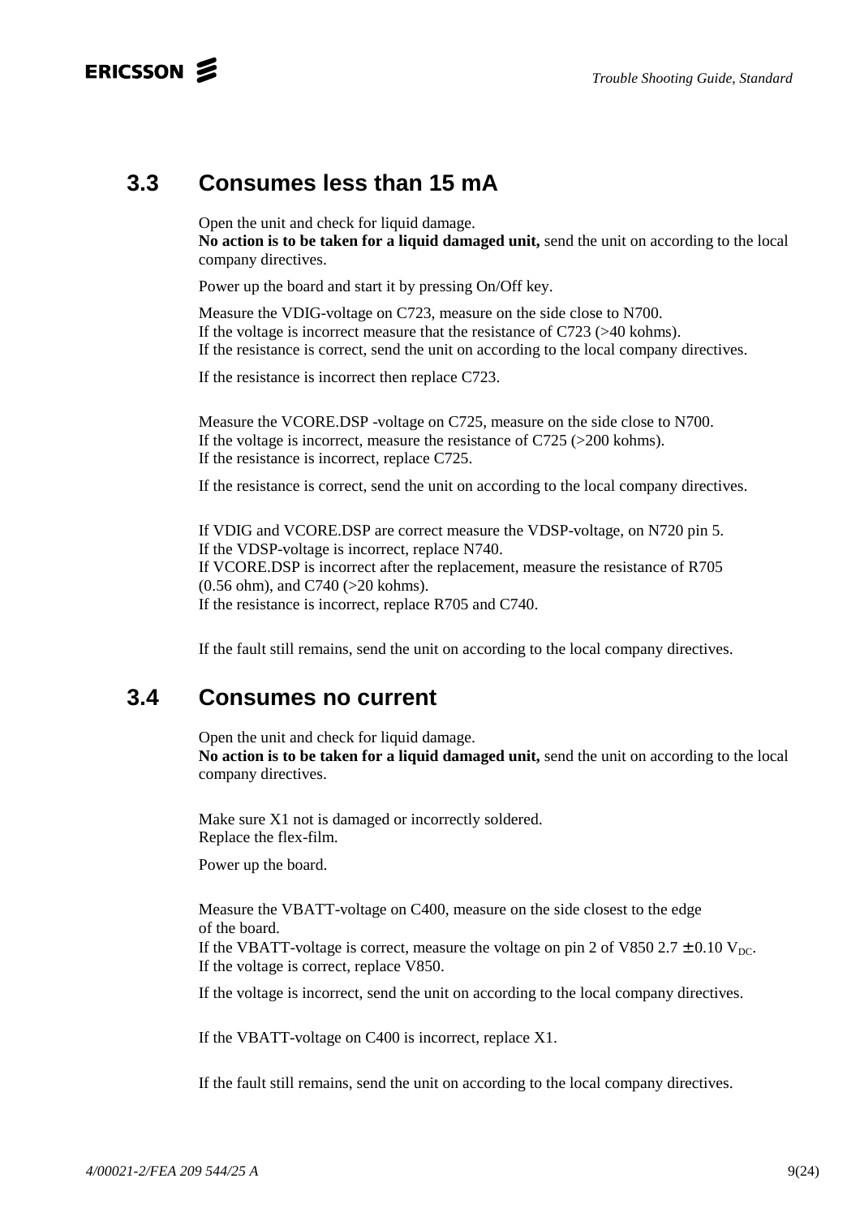## 3.3 Consumes less than 15 mA

Open the unit and check for liquid damage.
**No action is to be taken for a liquid damaged unit,** send the unit on according to the local company directives.

Power up the board and start it by pressing On/Off key.

Measure the VDIG-voltage on C723, measure on the side close to N700.
If the voltage is incorrect measure that the resistance of C723 (>40 kohms).
If the resistance is correct, send the unit on according to the local company directives.

If the resistance is incorrect then replace C723.

Measure the VCORE.DSP -voltage on C725, measure on the side close to N700.
If the voltage is incorrect, measure the resistance of C725 (>200 kohms).
If the resistance is incorrect, replace C725.

If the resistance is correct, send the unit on according to the local company directives.

If VDIG and VCORE.DSP are correct measure the VDSP-voltage, on N720 pin 5.
If the VDSP-voltage is incorrect, replace N740.
If VCORE.DSP is incorrect after the replacement, measure the resistance of R705 (0.56 ohm), and C740 (>20 kohms).
If the resistance is incorrect, replace R705 and C740.

If the fault still remains, send the unit on according to the local company directives.

## 3.4 Consumes no current

Open the unit and check for liquid damage.
**No action is to be taken for a liquid damaged unit,** send the unit on according to the local company directives.

Make sure X1 not is damaged or incorrectly soldered.
Replace the flex-film.

Power up the board.

Measure the VBATT-voltage on C400, measure on the side closest to the edge of the board.
If the VBATT-voltage is correct, measure the voltage on pin 2 of V850 2.7 ± 0.10 $V_{DC}$.
If the voltage is correct, replace V850.

If the voltage is incorrect, send the unit on according to the local company directives.

If the VBATT-voltage on C400 is incorrect, replace X1.

If the fault still remains, send the unit on according to the local company directives.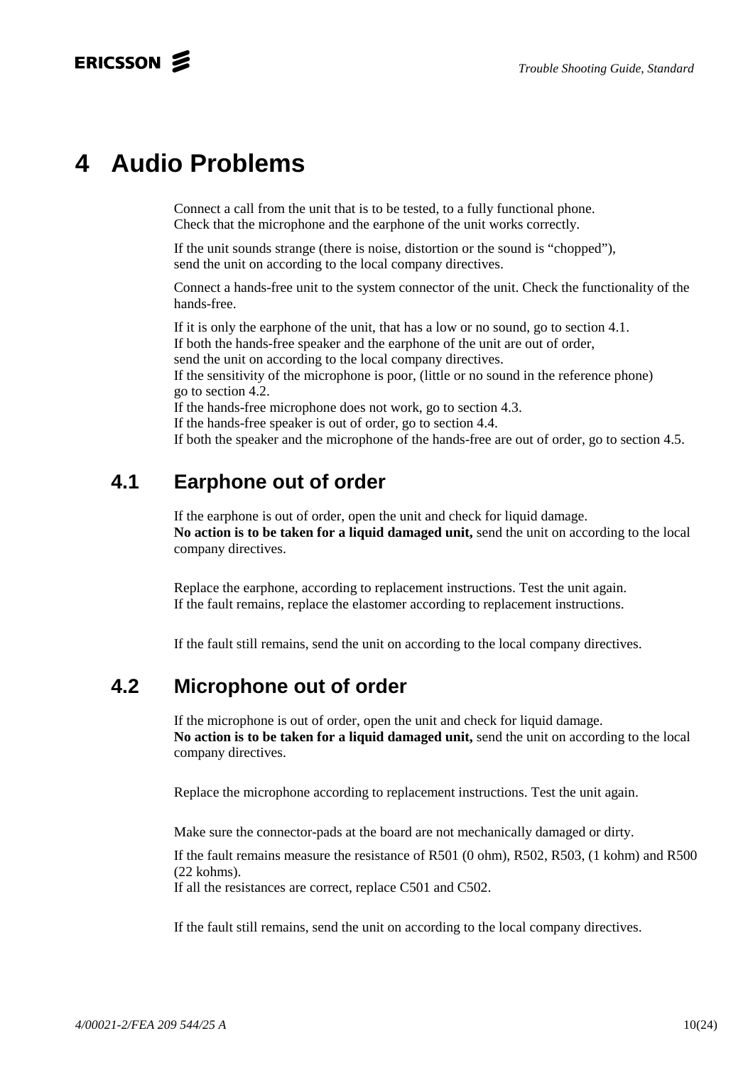# 4 Audio Problems

Connect a call from the unit that is to be tested, to a fully functional phone.
Check that the microphone and the earphone of the unit works correctly.

If the unit sounds strange (there is noise, distortion or the sound is "chopped"),
send the unit on according to the local company directives.

Connect a hands-free unit to the system connector of the unit. Check the functionality of the hands-free.

If it is only the earphone of the unit, that has a low or no sound, go to section 4.1.
If both the hands-free speaker and the earphone of the unit are out of order,
send the unit on according to the local company directives.
If the sensitivity of the microphone is poor, (little or no sound in the reference phone)
go to section 4.2.
If the hands-free microphone does not work, go to section 4.3.
If the hands-free speaker is out of order, go to section 4.4.
If both the speaker and the microphone of the hands-free are out of order, go to section 4.5.

## 4.1 Earphone out of order

If the earphone is out of order, open the unit and check for liquid damage.
**No action is to be taken for a liquid damaged unit,** send the unit on according to the local company directives.

Replace the earphone, according to replacement instructions. Test the unit again.
If the fault remains, replace the elastomer according to replacement instructions.

If the fault still remains, send the unit on according to the local company directives.

## 4.2 Microphone out of order

If the microphone is out of order, open the unit and check for liquid damage.
**No action is to be taken for a liquid damaged unit,** send the unit on according to the local company directives.

Replace the microphone according to replacement instructions. Test the unit again.

Make sure the connector-pads at the board are not mechanically damaged or dirty.

If the fault remains measure the resistance of R501 (0 ohm), R502, R503, (1 kohm) and R500 (22 kohms).
If all the resistances are correct, replace C501 and C502.

If the fault still remains, send the unit on according to the local company directives.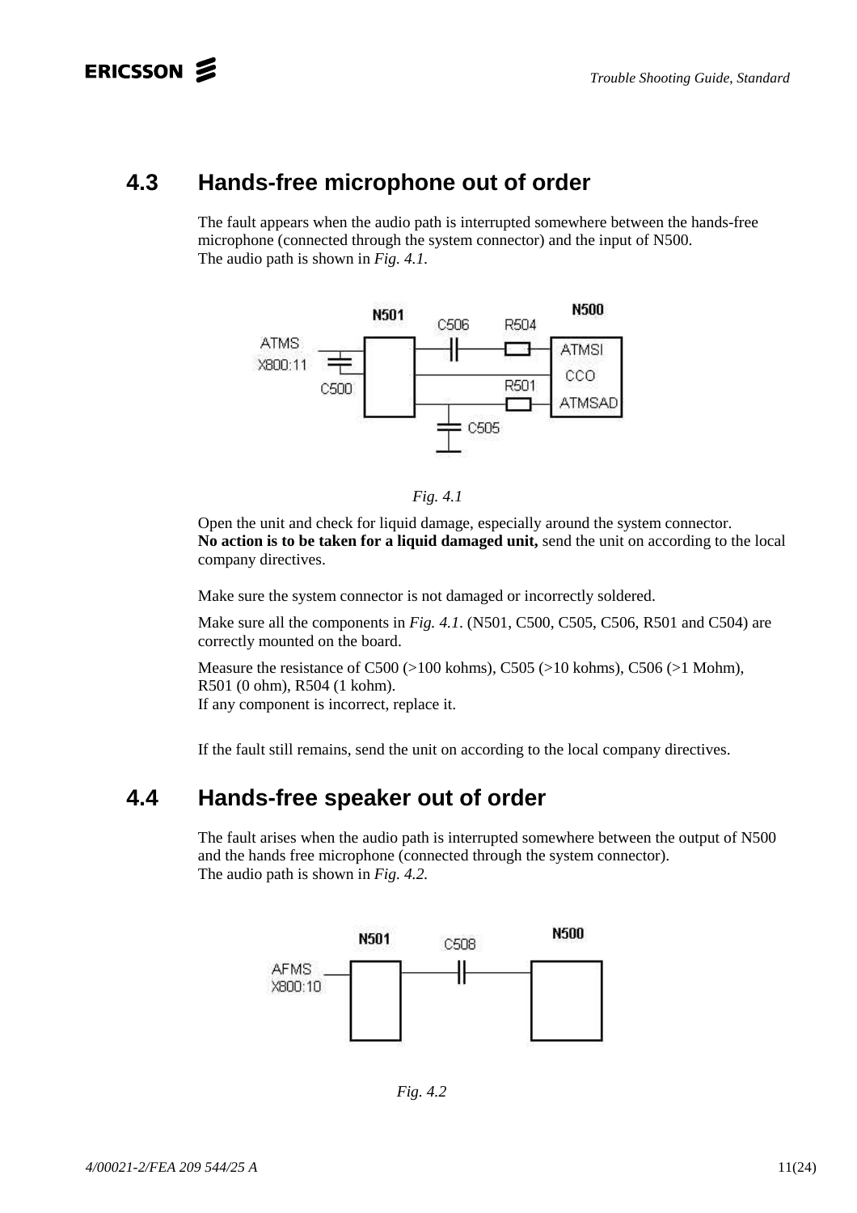## 4.3 Hands-free microphone out of order

The fault appears when the audio path is interrupted somewhere between the hands-free microphone (connected through the system connector) and the input of N500.
The audio path is shown in *Fig. 4.1.*

*Fig. 4.1*

Open the unit and check for liquid damage, especially around the system connector.
**No action is to be taken for a liquid damaged unit,** send the unit on according to the local company directives.

Make sure the system connector is not damaged or incorrectly soldered.

Make sure all the components in *Fig. 4.1.* (N501, C500, C505, C506, R501 and C504) are correctly mounted on the board.

Measure the resistance of C500 (>100 kohms), C505 (>10 kohms), C506 (>1 Mohm), R501 (0 ohm), R504 (1 kohm).
If any component is incorrect, replace it.

If the fault still remains, send the unit on according to the local company directives.

## 4.4 Hands-free speaker out of order

The fault arises when the audio path is interrupted somewhere between the output of N500 and the hands free microphone (connected through the system connector).
The audio path is shown in *Fig. 4.2.*

*Fig. 4.2*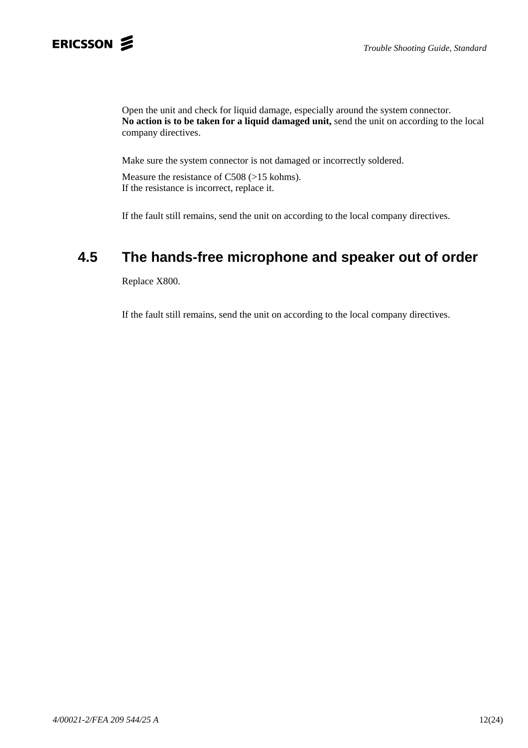Open the unit and check for liquid damage, especially around the system connector.
**No action is to be taken for a liquid damaged unit,** send the unit on according to the local company directives.

Make sure the system connector is not damaged or incorrectly soldered.

Measure the resistance of C508 (>15 kohms).
If the resistance is incorrect, replace it.

If the fault still remains, send the unit on according to the local company directives.

## 4.5 The hands-free microphone and speaker out of order

Replace X800.

If the fault still remains, send the unit on according to the local company directives.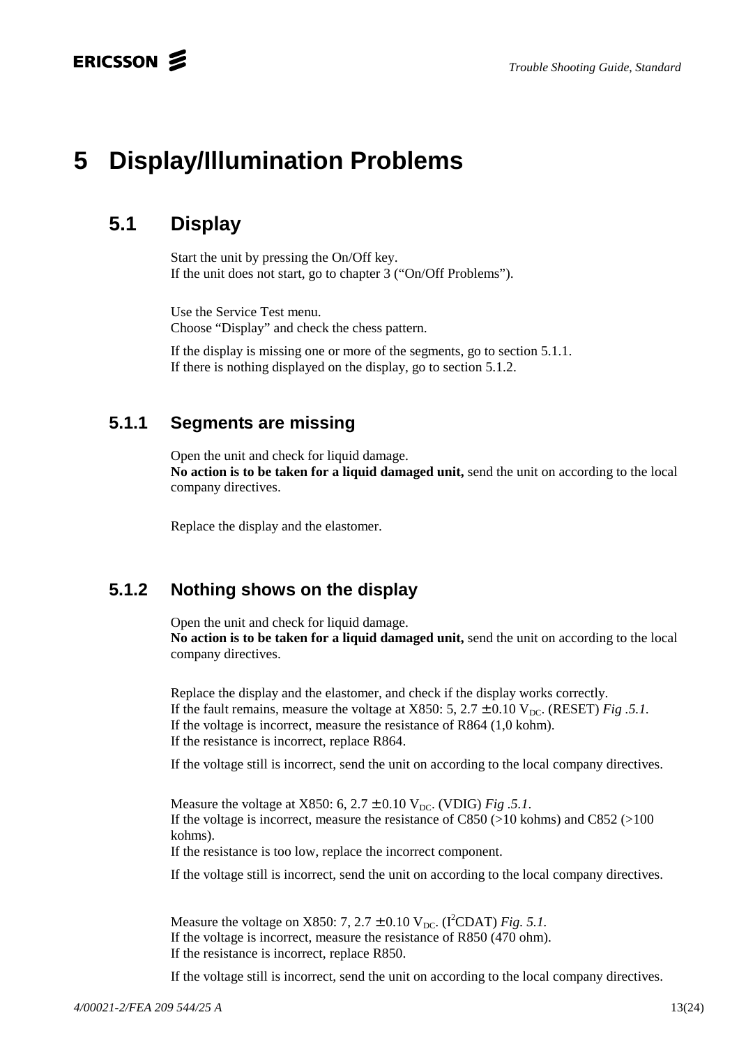# 5 Display/Illumination Problems

## 5.1 Display

Start the unit by pressing the On/Off key.
If the unit does not start, go to chapter 3 (“On/Off Problems”).

Use the Service Test menu.
Choose “Display” and check the chess pattern.

If the display is missing one or more of the segments, go to section 5.1.1.
If there is nothing displayed on the display, go to section 5.1.2.

### 5.1.1 Segments are missing

Open the unit and check for liquid damage.
**No action is to be taken for a liquid damaged unit,** send the unit on according to the local company directives.

Replace the display and the elastomer.

### 5.1.2 Nothing shows on the display

Open the unit and check for liquid damage.
**No action is to be taken for a liquid damaged unit,** send the unit on according to the local company directives.

Replace the display and the elastomer, and check if the display works correctly.
If the fault remains, measure the voltage at X850: 5, 2.7 ± 0.10 $V_{DC}$. (RESET) *Fig .5.1.*
If the voltage is incorrect, measure the resistance of R864 (1,0 kohm).
If the resistance is incorrect, replace R864.

If the voltage still is incorrect, send the unit on according to the local company directives.

Measure the voltage at X850: 6, 2.7 ± 0.10 $V_{DC}$. (VDIG) *Fig .5.1.*
If the voltage is incorrect, measure the resistance of C850 (>10 kohms) and C852 (>100 kohms).
If the resistance is too low, replace the incorrect component.

If the voltage still is incorrect, send the unit on according to the local company directives.

Measure the voltage on X850: 7, 2.7 ± 0.10 $V_{DC}$. ($I^2$CDAT) *Fig. 5.1.*
If the voltage is incorrect, measure the resistance of R850 (470 ohm).
If the resistance is incorrect, replace R850.

If the voltage still is incorrect, send the unit on according to the local company directives.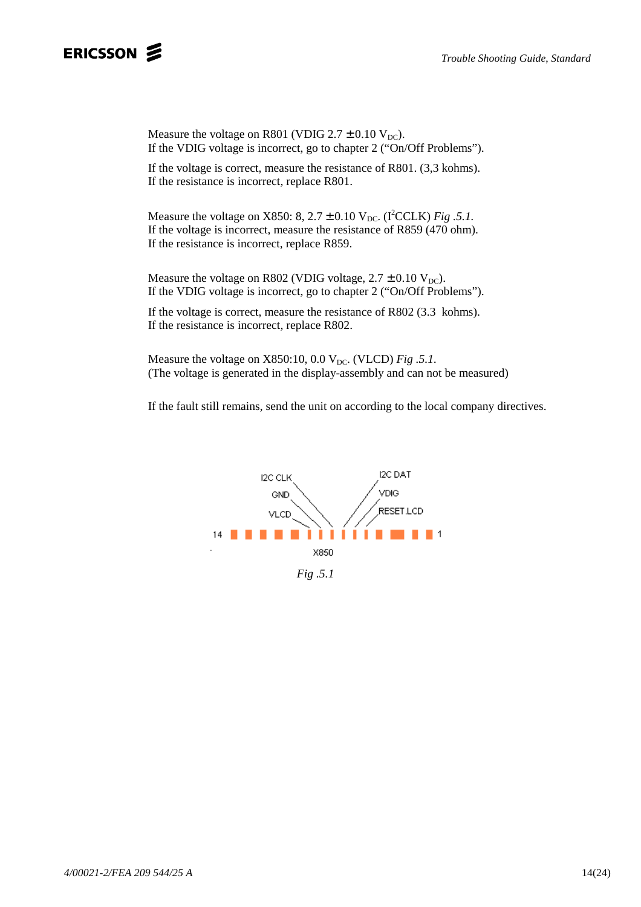Measure the voltage on R801 (VDIG 2.7 ± 0.10 $V_{DC}$).
If the VDIG voltage is incorrect, go to chapter 2 ("On/Off Problems").

If the voltage is correct, measure the resistance of R801. (3,3 kohms).
If the resistance is incorrect, replace R801.

Measure the voltage on X850: 8, 2.7 ± 0.10 $V_{DC}$. ($I^2$CCLK) *Fig .5.1.*
If the voltage is incorrect, measure the resistance of R859 (470 ohm).
If the resistance is incorrect, replace R859.

Measure the voltage on R802 (VDIG voltage, 2.7 ± 0.10 $V_{DC}$).
If the VDIG voltage is incorrect, go to chapter 2 ("On/Off Problems").

If the voltage is correct, measure the resistance of R802 (3.3 kohms).
If the resistance is incorrect, replace R802.

Measure the voltage on X850:10, 0.0 $V_{DC}$. (VLCD) *Fig .5.1.*
(The voltage is generated in the display-assembly and can not be measured)

If the fault still remains, send the unit on according to the local company directives.

I2C CLK, GND, VLCD, I2C DAT, VDIG, RESET LCD, 14, 1, X850

*Fig .5.1*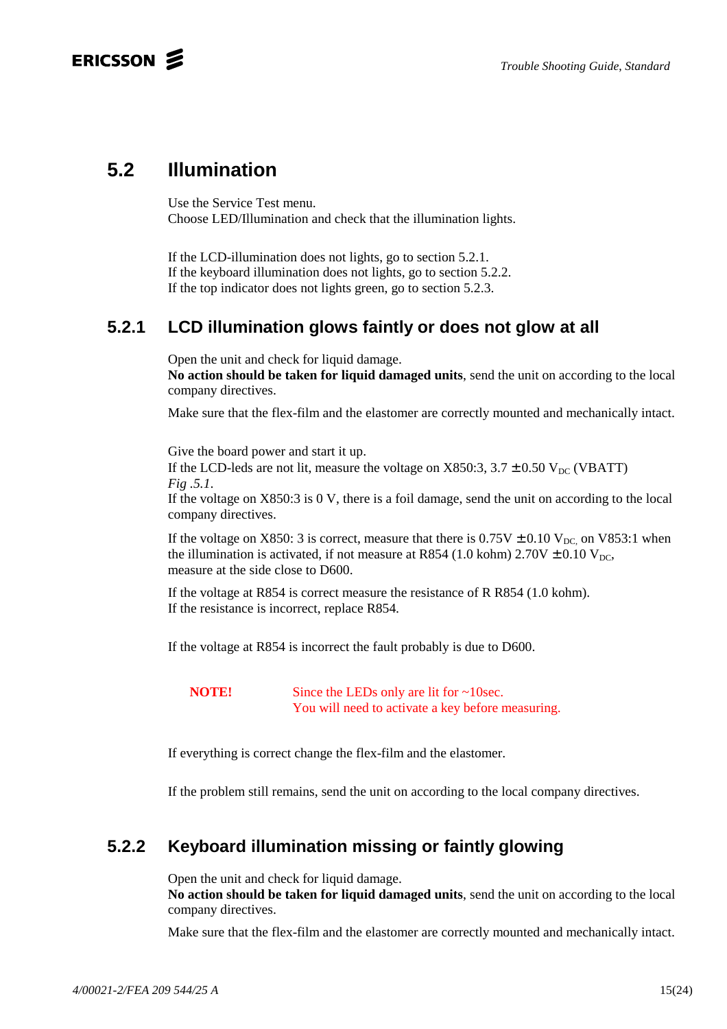## 5.2 Illumination

Use the Service Test menu.
Choose LED/Illumination and check that the illumination lights.

If the LCD-illumination does not lights, go to section 5.2.1.
If the keyboard illumination does not lights, go to section 5.2.2.
If the top indicator does not lights green, go to section 5.2.3.

### 5.2.1 LCD illumination glows faintly or does not glow at all

Open the unit and check for liquid damage.
**No action should be taken for liquid damaged units**, send the unit on according to the local company directives.

Make sure that the flex-film and the elastomer are correctly mounted and mechanically intact.

Give the board power and start it up.
If the LCD-leds are not lit, measure the voltage on X850:3, 3.7 ± 0.50 $V_{DC}$ (VBATT) *Fig .5.1*.
If the voltage on X850:3 is 0 V, there is a foil damage, send the unit on according to the local company directives.

If the voltage on X850: 3 is correct, measure that there is 0.75V ± 0.10 $V_{DC,}$ on V853:1 when the illumination is activated, if not measure at R854 (1.0 kohm) 2.70V ± 0.10 $V_{DC}$, measure at the side close to D600.

If the voltage at R854 is correct measure the resistance of R R854 (1.0 kohm).
If the resistance is incorrect, replace R854.

If the voltage at R854 is incorrect the fault probably is due to D600.

**NOTE!** Since the LEDs only are lit for ~10sec.
You will need to activate a key before measuring.

If everything is correct change the flex-film and the elastomer.

If the problem still remains, send the unit on according to the local company directives.

### 5.2.2 Keyboard illumination missing or faintly glowing

Open the unit and check for liquid damage.
**No action should be taken for liquid damaged units**, send the unit on according to the local company directives.

Make sure that the flex-film and the elastomer are correctly mounted and mechanically intact.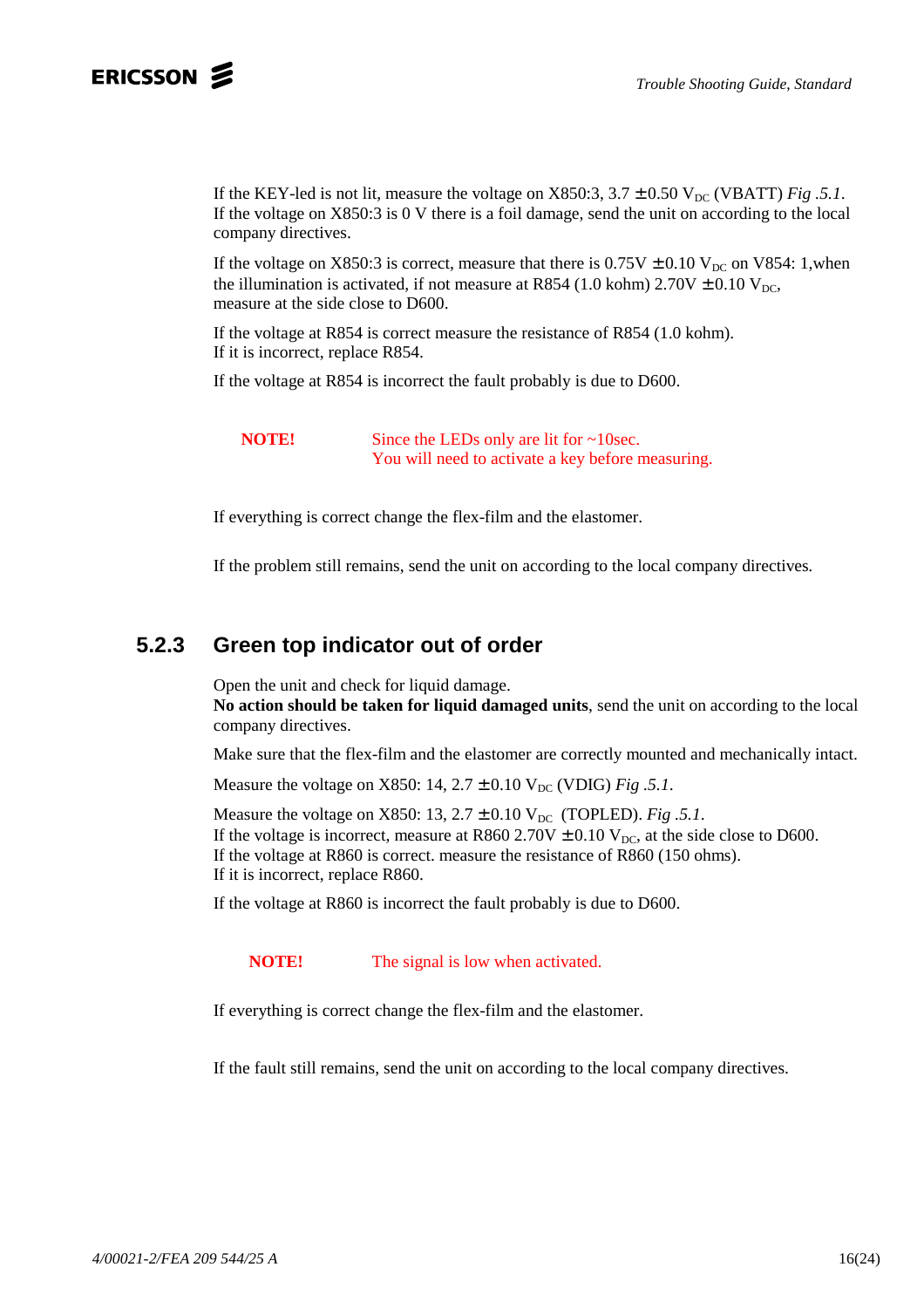If the KEY-led is not lit, measure the voltage on X850:3, 3.7 ± 0.50 $V_{DC}$ (VBATT) *Fig .5.1*.
If the voltage on X850:3 is 0 V there is a foil damage, send the unit on according to the local company directives.

If the voltage on X850:3 is correct, measure that there is 0.75V ± 0.10 $V_{DC}$ on V854: 1,when the illumination is activated, if not measure at R854 (1.0 kohm) 2.70V ± 0.10 $V_{DC}$, measure at the side close to D600.

If the voltage at R854 is correct measure the resistance of R854 (1.0 kohm).
If it is incorrect, replace R854.

If the voltage at R854 is incorrect the fault probably is due to D600.

**NOTE!** Since the LEDs only are lit for ~10sec.
You will need to activate a key before measuring.

If everything is correct change the flex-film and the elastomer.

If the problem still remains, send the unit on according to the local company directives.

### 5.2.3 Green top indicator out of order

Open the unit and check for liquid damage.
**No action should be taken for liquid damaged units**, send the unit on according to the local company directives.

Make sure that the flex-film and the elastomer are correctly mounted and mechanically intact.

Measure the voltage on X850: 14, 2.7 ± 0.10 $V_{DC}$ (VDIG) *Fig .5.1*.

Measure the voltage on X850: 13, 2.7 ± 0.10 $V_{DC}$ (TOPLED). *Fig .5.1*.
If the voltage is incorrect, measure at R860 2.70V ± 0.10 $V_{DC}$, at the side close to D600.
If the voltage at R860 is correct. measure the resistance of R860 (150 ohms).
If it is incorrect, replace R860.

If the voltage at R860 is incorrect the fault probably is due to D600.

**NOTE!** The signal is low when activated.

If everything is correct change the flex-film and the elastomer.

If the fault still remains, send the unit on according to the local company directives.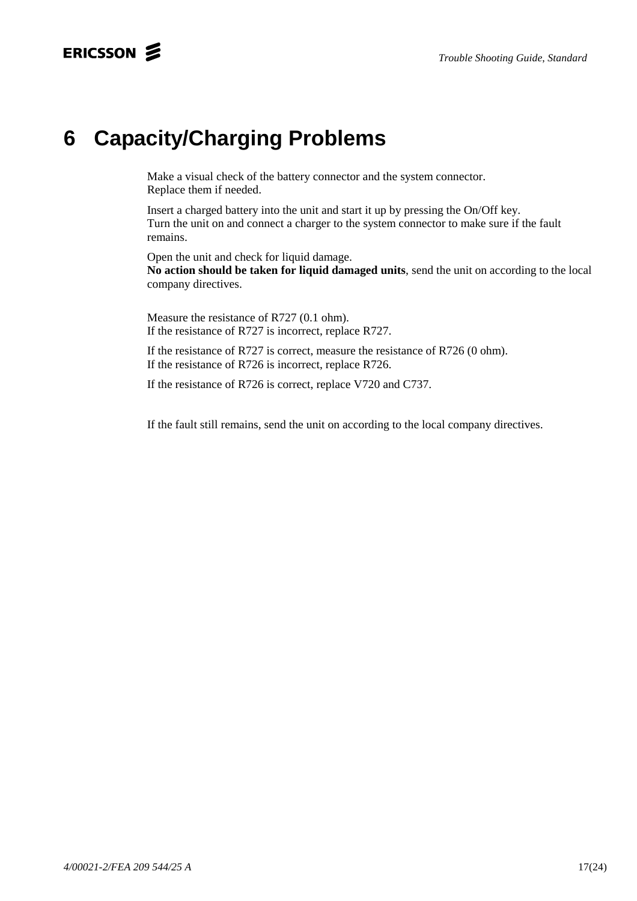# 6 Capacity/Charging Problems

Make a visual check of the battery connector and the system connector.
Replace them if needed.

Insert a charged battery into the unit and start it up by pressing the On/Off key.
Turn the unit on and connect a charger to the system connector to make sure if the fault remains.

Open the unit and check for liquid damage.
**No action should be taken for liquid damaged units**, send the unit on according to the local company directives.

Measure the resistance of R727 (0.1 ohm).
If the resistance of R727 is incorrect, replace R727.

If the resistance of R727 is correct, measure the resistance of R726 (0 ohm).
If the resistance of R726 is incorrect, replace R726.

If the resistance of R726 is correct, replace V720 and C737.

If the fault still remains, send the unit on according to the local company directives.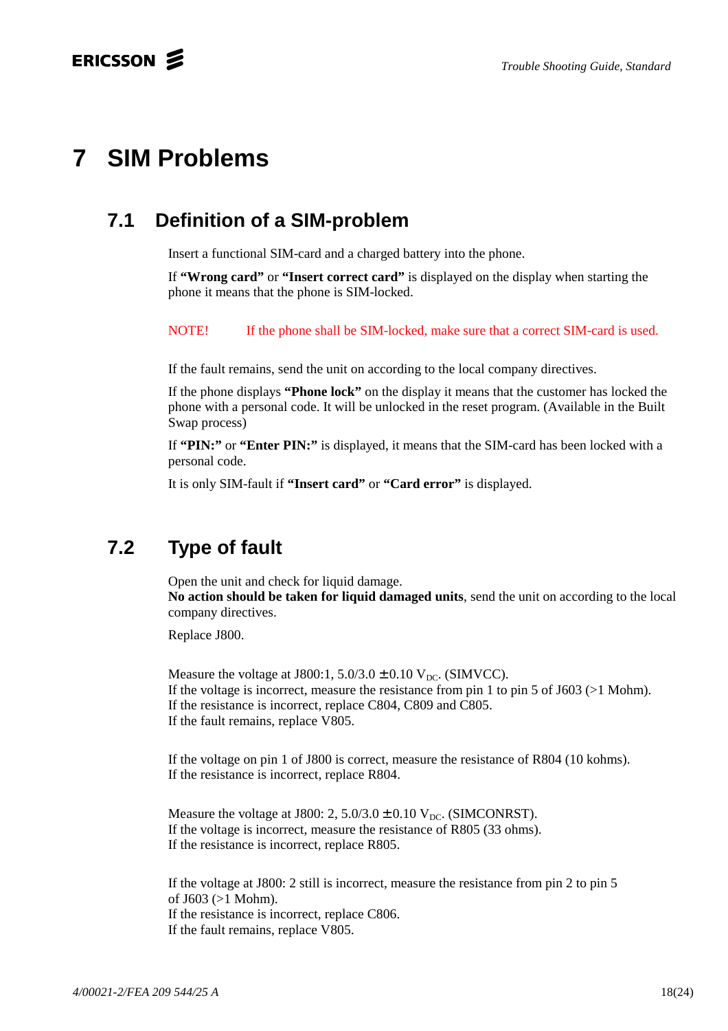# 7 SIM Problems

## 7.1 Definition of a SIM-problem

Insert a functional SIM-card and a charged battery into the phone.

If **"Wrong card"** or **"Insert correct card"** is displayed on the display when starting the phone it means that the phone is SIM-locked.

NOTE! If the phone shall be SIM-locked, make sure that a correct SIM-card is used.

If the fault remains, send the unit on according to the local company directives.

If the phone displays **"Phone lock"** on the display it means that the customer has locked the phone with a personal code. It will be unlocked in the reset program. (Available in the Built Swap process)

If **"PIN:"** or **"Enter PIN:"** is displayed, it means that the SIM-card has been locked with a personal code.

It is only SIM-fault if **"Insert card"** or **"Card error"** is displayed.

## 7.2 Type of fault

Open the unit and check for liquid damage.
**No action should be taken for liquid damaged units**, send the unit on according to the local company directives.

Replace J800.

Measure the voltage at J800:1, 5.0/3.0 ± 0.10 $V_{DC}$. (SIMVCC).
If the voltage is incorrect, measure the resistance from pin 1 to pin 5 of J603 (>1 Mohm).
If the resistance is incorrect, replace C804, C809 and C805.
If the fault remains, replace V805.

If the voltage on pin 1 of J800 is correct, measure the resistance of R804 (10 kohms).
If the resistance is incorrect, replace R804.

Measure the voltage at J800: 2, 5.0/3.0 ± 0.10 $V_{DC}$. (SIMCONRST).
If the voltage is incorrect, measure the resistance of R805 (33 ohms).
If the resistance is incorrect, replace R805.

If the voltage at J800: 2 still is incorrect, measure the resistance from pin 2 to pin 5 of J603 (>1 Mohm).
If the resistance is incorrect, replace C806.
If the fault remains, replace V805.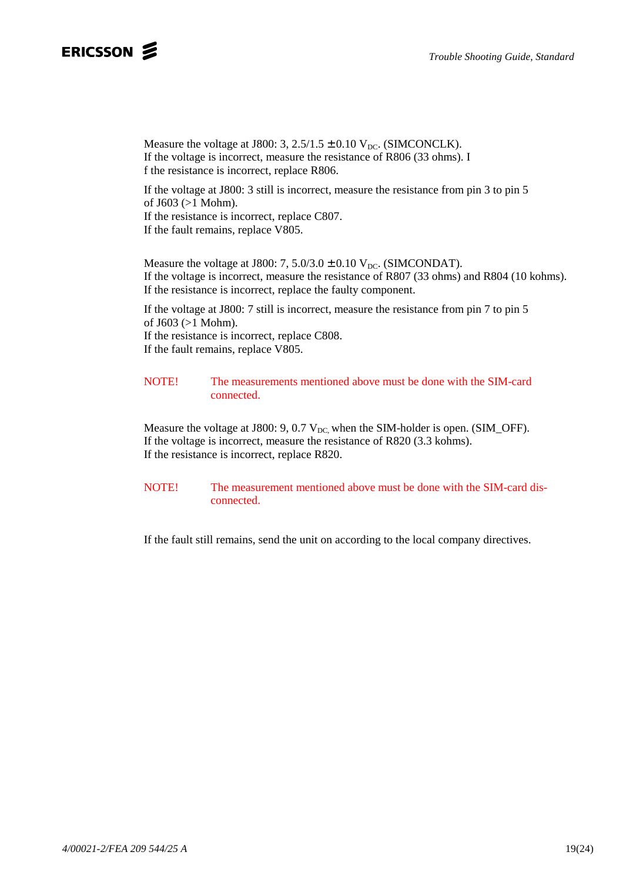Measure the voltage at J800: 3, 2.5/1.5 ± 0.10 $V_{DC}$. (SIMCONCLK).
If the voltage is incorrect, measure the resistance of R806 (33 ohms). I
f the resistance is incorrect, replace R806.

If the voltage at J800: 3 still is incorrect, measure the resistance from pin 3 to pin 5 of J603 (>1 Mohm).
If the resistance is incorrect, replace C807.
If the fault remains, replace V805.

Measure the voltage at J800: 7, 5.0/3.0 ± 0.10 $V_{DC}$. (SIMCONDAT).
If the voltage is incorrect, measure the resistance of R807 (33 ohms) and R804 (10 kohms).
If the resistance is incorrect, replace the faulty component.

If the voltage at J800: 7 still is incorrect, measure the resistance from pin 7 to pin 5 of J603 (>1 Mohm).
If the resistance is incorrect, replace C808.
If the fault remains, replace V805.

NOTE! The measurements mentioned above must be done with the SIM-card connected.

Measure the voltage at J800: 9, 0.7 $V_{DC,}$ when the SIM-holder is open. (SIM_OFF).
If the voltage is incorrect, measure the resistance of R820 (3.3 kohms).
If the resistance is incorrect, replace R820.

NOTE! The measurement mentioned above must be done with the SIM-card disconnected.

If the fault still remains, send the unit on according to the local company directives.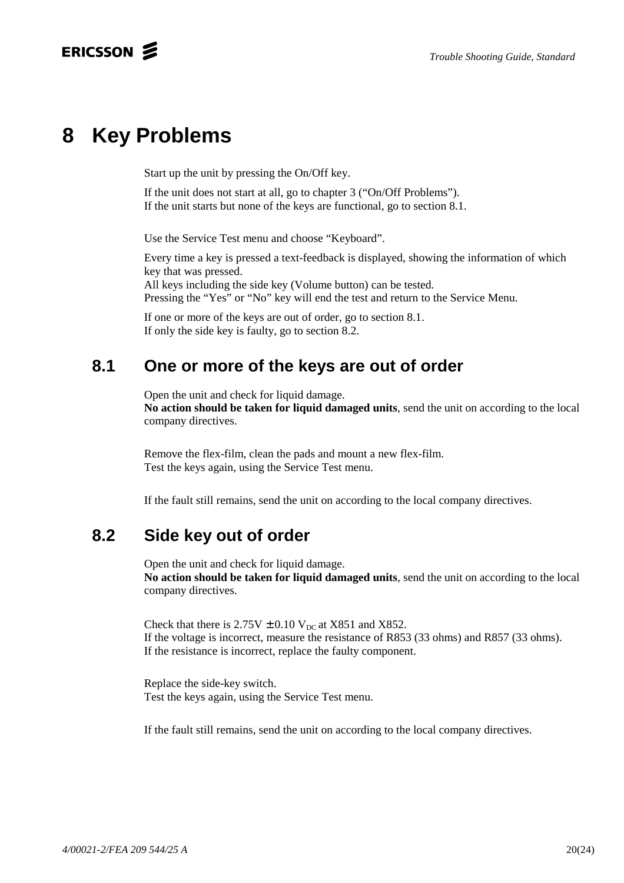# 8 Key Problems

Start up the unit by pressing the On/Off key.

If the unit does not start at all, go to chapter 3 (“On/Off Problems”).
If the unit starts but none of the keys are functional, go to section 8.1.

Use the Service Test menu and choose “Keyboard”.

Every time a key is pressed a text-feedback is displayed, showing the information of which key that was pressed.
All keys including the side key (Volume button) can be tested.
Pressing the “Yes” or “No” key will end the test and return to the Service Menu.

If one or more of the keys are out of order, go to section 8.1.
If only the side key is faulty, go to section 8.2.

## 8.1 One or more of the keys are out of order

Open the unit and check for liquid damage.
**No action should be taken for liquid damaged units**, send the unit on according to the local company directives.

Remove the flex-film, clean the pads and mount a new flex-film.
Test the keys again, using the Service Test menu.

If the fault still remains, send the unit on according to the local company directives.

## 8.2 Side key out of order

Open the unit and check for liquid damage.
**No action should be taken for liquid damaged units**, send the unit on according to the local company directives.

Check that there is 2.75V ± 0.10 $V_{DC}$ at X851 and X852.
If the voltage is incorrect, measure the resistance of R853 (33 ohms) and R857 (33 ohms).
If the resistance is incorrect, replace the faulty component.

Replace the side-key switch.
Test the keys again, using the Service Test menu.

If the fault still remains, send the unit on according to the local company directives.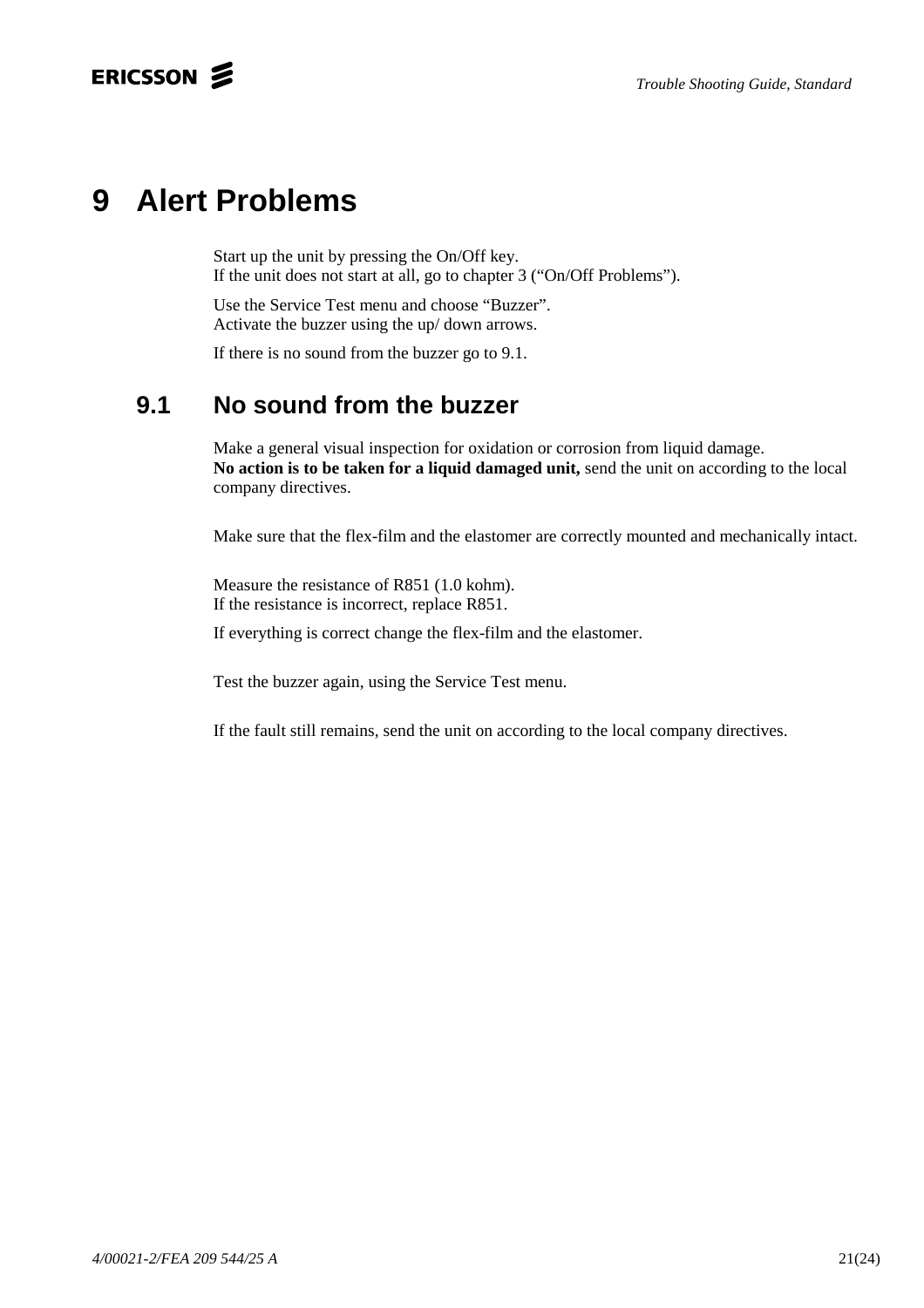# 9 Alert Problems

Start up the unit by pressing the On/Off key.
If the unit does not start at all, go to chapter 3 (“On/Off Problems”).

Use the Service Test menu and choose “Buzzer”.
Activate the buzzer using the up/ down arrows.

If there is no sound from the buzzer go to 9.1.

## 9.1 No sound from the buzzer

Make a general visual inspection for oxidation or corrosion from liquid damage.
**No action is to be taken for a liquid damaged unit,** send the unit on according to the local company directives.

Make sure that the flex-film and the elastomer are correctly mounted and mechanically intact.

Measure the resistance of R851 (1.0 kohm).
If the resistance is incorrect, replace R851.

If everything is correct change the flex-film and the elastomer.

Test the buzzer again, using the Service Test menu.

If the fault still remains, send the unit on according to the local company directives.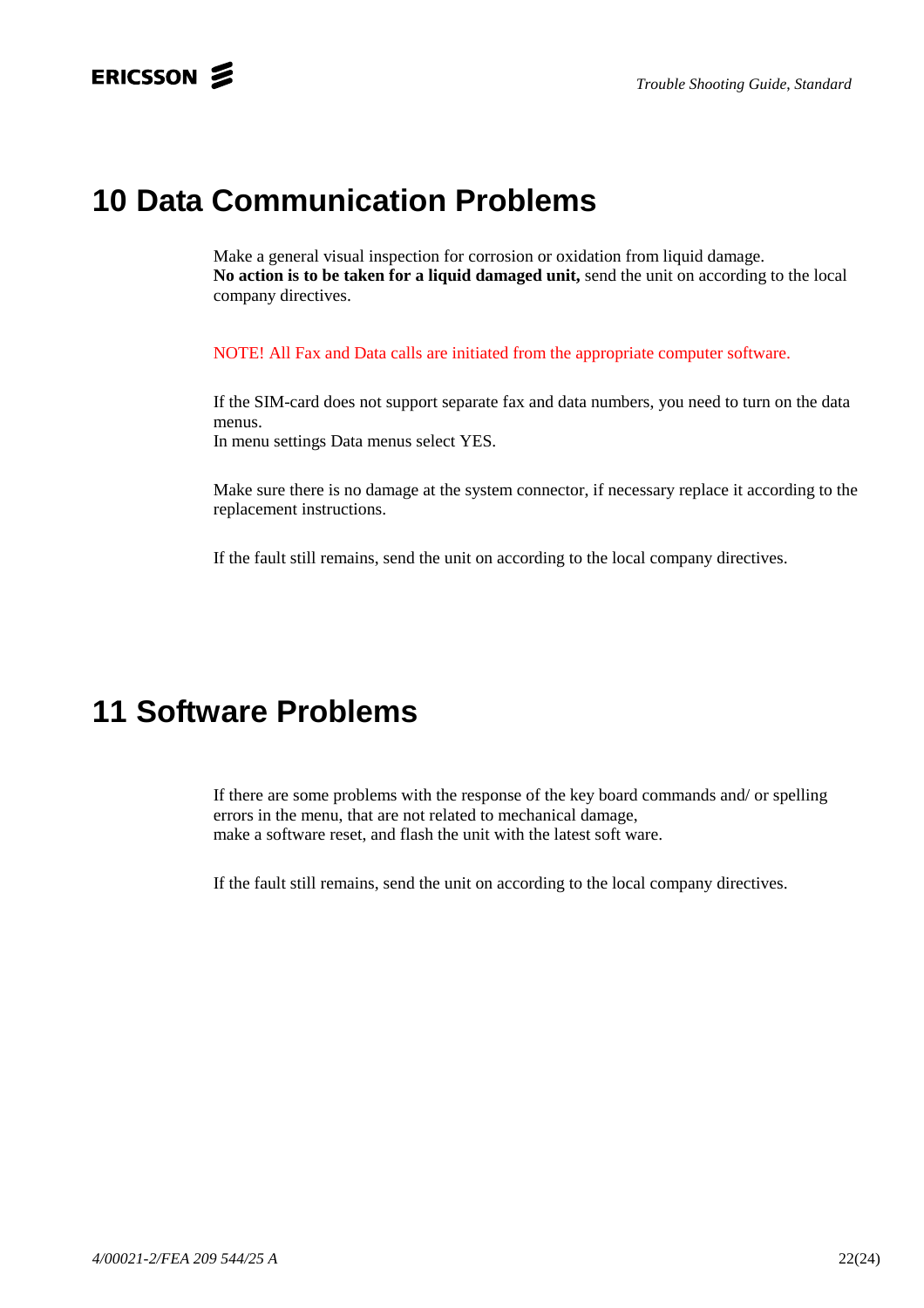# 10 Data Communication Problems

Make a general visual inspection for corrosion or oxidation from liquid damage.
**No action is to be taken for a liquid damaged unit,** send the unit on according to the local company directives.

NOTE! All Fax and Data calls are initiated from the appropriate computer software.

If the SIM-card does not support separate fax and data numbers, you need to turn on the data menus.
In menu settings Data menus select YES.

Make sure there is no damage at the system connector, if necessary replace it according to the replacement instructions.

If the fault still remains, send the unit on according to the local company directives.

# 11 Software Problems

If there are some problems with the response of the key board commands and/ or spelling errors in the menu, that are not related to mechanical damage,
make a software reset, and flash the unit with the latest soft ware.

If the fault still remains, send the unit on according to the local company directives.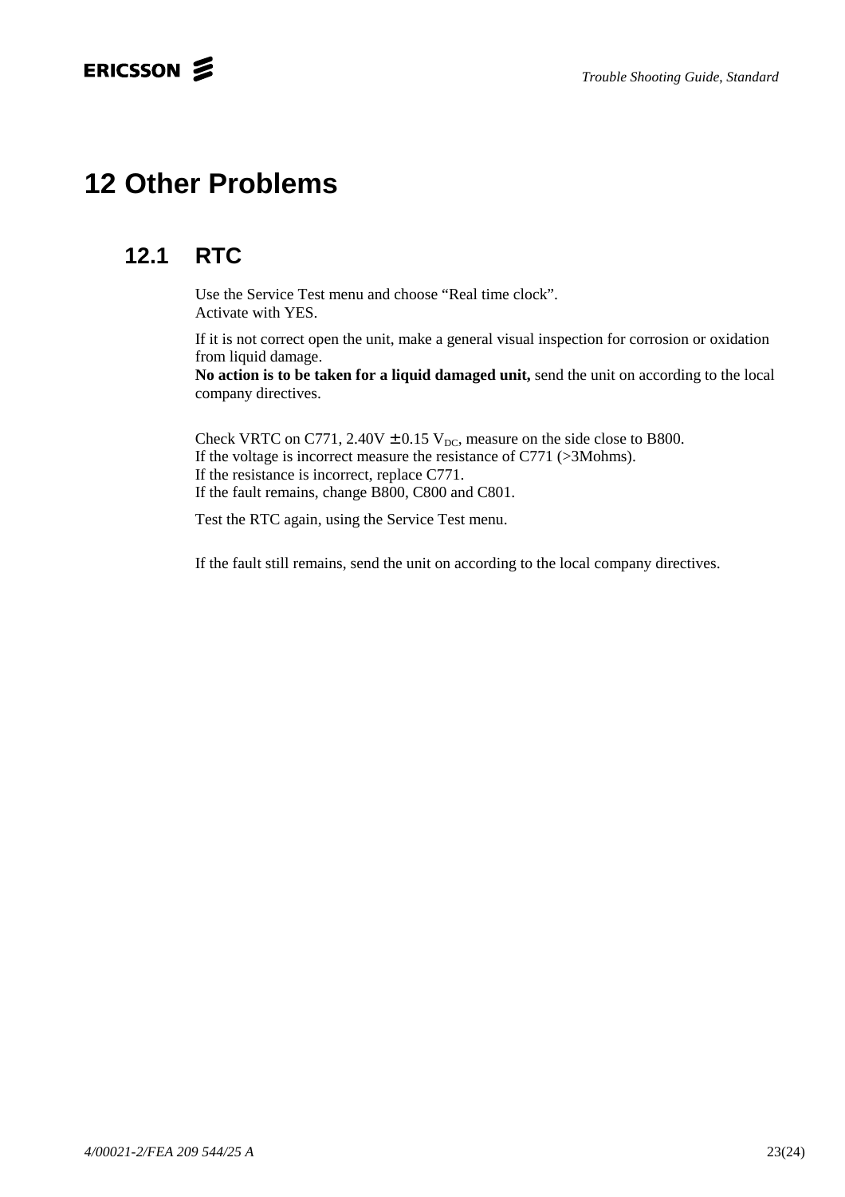# 12 Other Problems

## 12.1 RTC

Use the Service Test menu and choose “Real time clock”.
Activate with YES.

If it is not correct open the unit, make a general visual inspection for corrosion or oxidation from liquid damage.
**No action is to be taken for a liquid damaged unit,** send the unit on according to the local company directives.

Check VRTC on C771, 2.40V ± 0.15 $V_{DC}$, measure on the side close to B800.
If the voltage is incorrect measure the resistance of C771 (>3Mohms).
If the resistance is incorrect, replace C771.
If the fault remains, change B800, C800 and C801.

Test the RTC again, using the Service Test menu.

If the fault still remains, send the unit on according to the local company directives.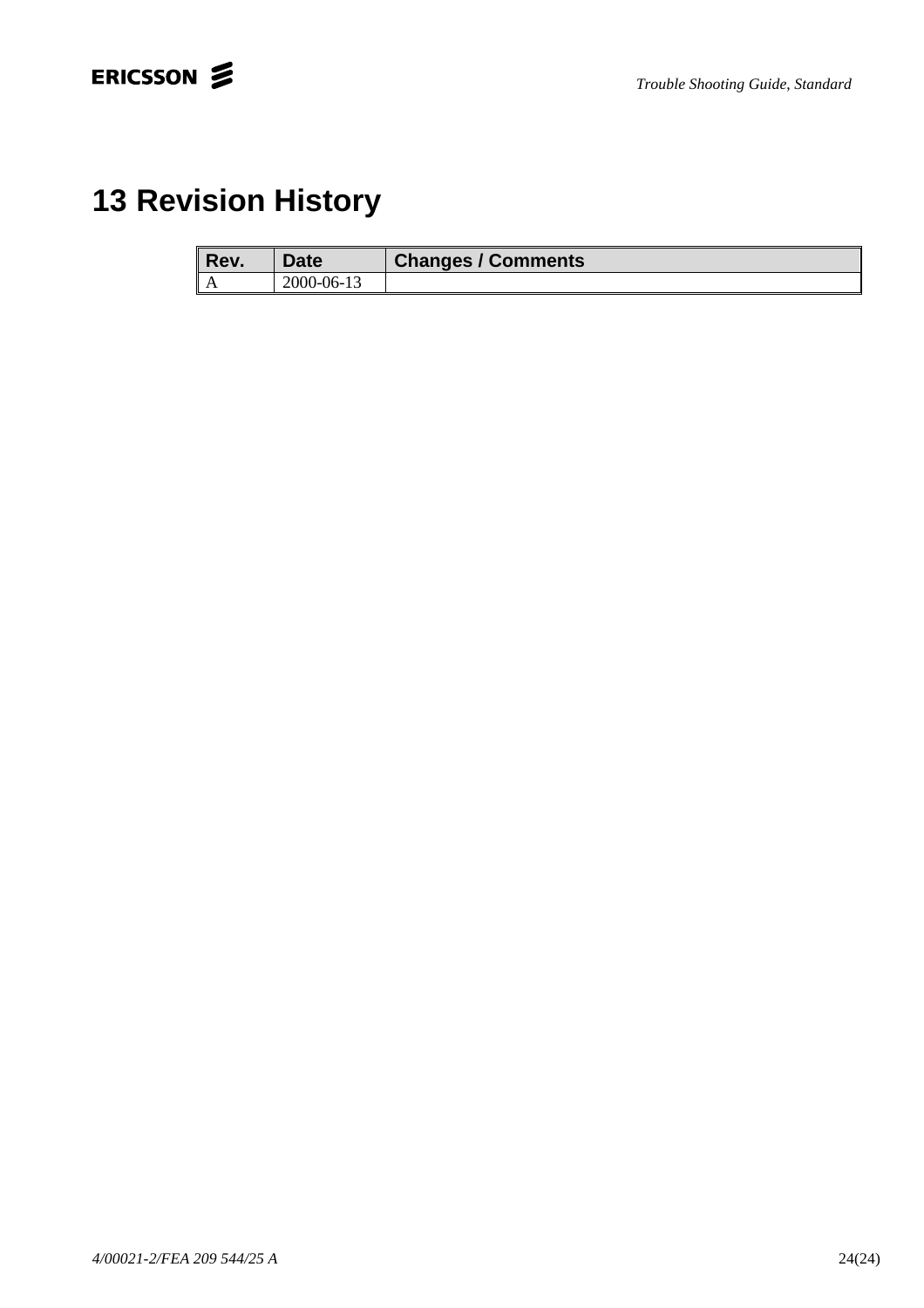# 13 Revision History

| Rev. | Date | Changes / Comments |
|---|---|---|
| A | 2000-06-13 | |